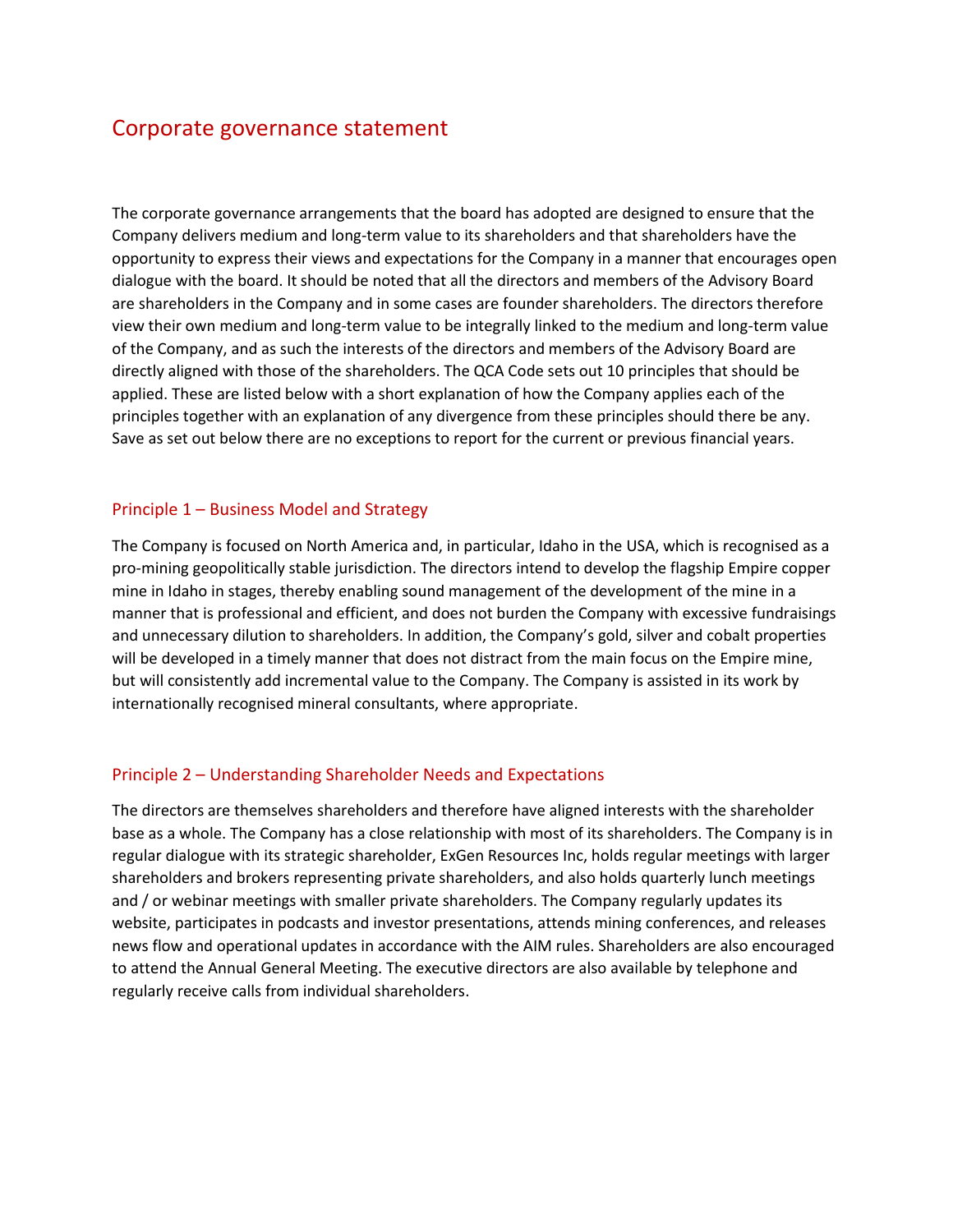# Corporate governance statement

The corporate governance arrangements that the board has adopted are designed to ensure that the Company delivers medium and long-term value to its shareholders and that shareholders have the opportunity to express their views and expectations for the Company in a manner that encourages open dialogue with the board. It should be noted that all the directors and members of the Advisory Board are shareholders in the Company and in some cases are founder shareholders. The directors therefore view their own medium and long-term value to be integrally linked to the medium and long-term value of the Company, and as such the interests of the directors and members of the Advisory Board are directly aligned with those of the shareholders. The QCA Code sets out 10 principles that should be applied. These are listed below with a short explanation of how the Company applies each of the principles together with an explanation of any divergence from these principles should there be any. Save as set out below there are no exceptions to report for the current or previous financial years.

## Principle 1 – Business Model and Strategy

The Company is focused on North America and, in particular, Idaho in the USA, which is recognised as a pro-mining geopolitically stable jurisdiction. The directors intend to develop the flagship Empire copper mine in Idaho in stages, thereby enabling sound management of the development of the mine in a manner that is professional and efficient, and does not burden the Company with excessive fundraisings and unnecessary dilution to shareholders. In addition, the Company's gold, silver and cobalt properties will be developed in a timely manner that does not distract from the main focus on the Empire mine, but will consistently add incremental value to the Company. The Company is assisted in its work by internationally recognised mineral consultants, where appropriate.

## Principle 2 – Understanding Shareholder Needs and Expectations

The directors are themselves shareholders and therefore have aligned interests with the shareholder base as a whole. The Company has a close relationship with most of its shareholders. The Company is in regular dialogue with its strategic shareholder, ExGen Resources Inc, holds regular meetings with larger shareholders and brokers representing private shareholders, and also holds quarterly lunch meetings and / or webinar meetings with smaller private shareholders. The Company regularly updates its website, participates in podcasts and investor presentations, attends mining conferences, and releases news flow and operational updates in accordance with the AIM rules. Shareholders are also encouraged to attend the Annual General Meeting. The executive directors are also available by telephone and regularly receive calls from individual shareholders.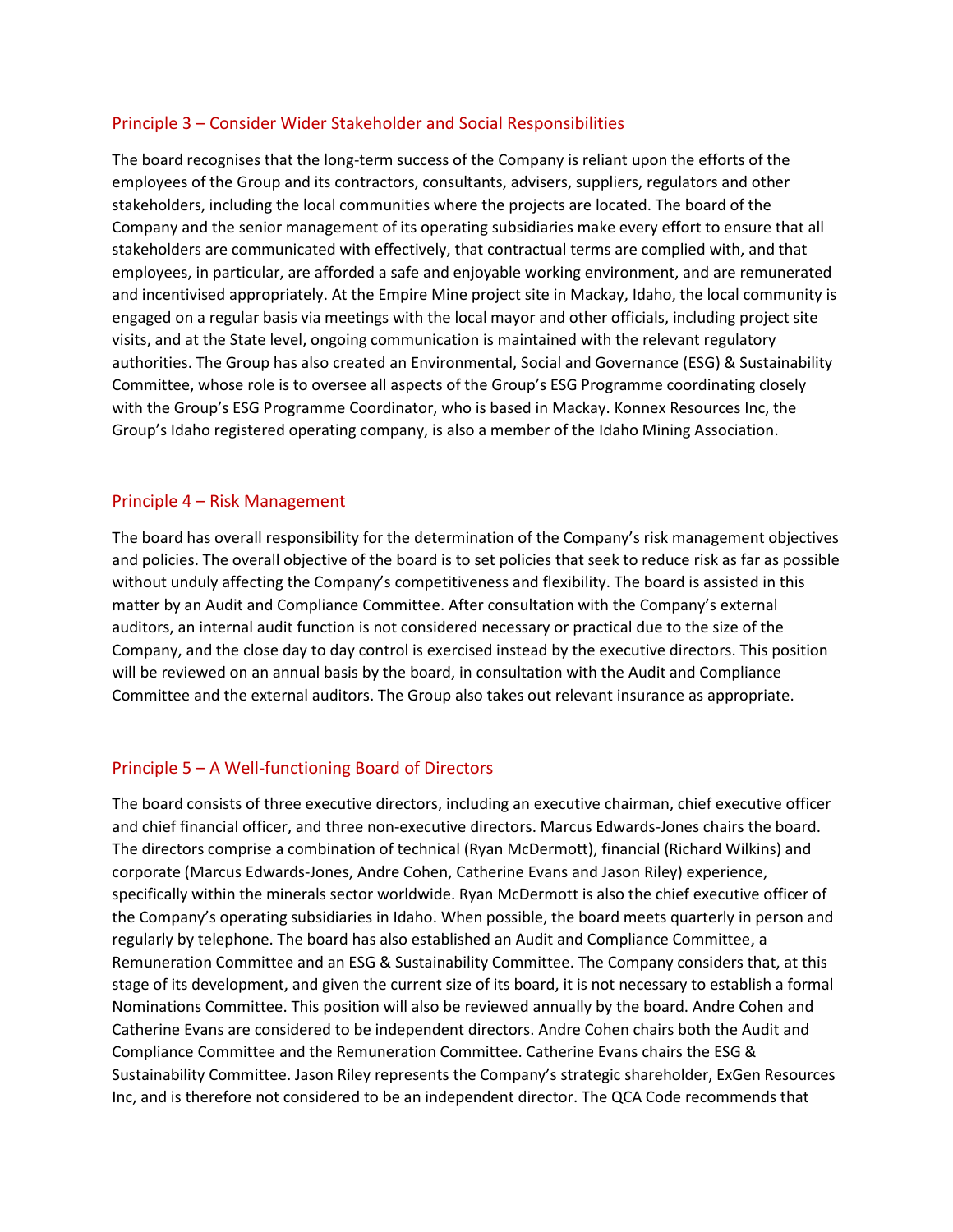## Principle 3 – Consider Wider Stakeholder and Social Responsibilities

The board recognises that the long-term success of the Company is reliant upon the efforts of the employees of the Group and its contractors, consultants, advisers, suppliers, regulators and other stakeholders, including the local communities where the projects are located. The board of the Company and the senior management of its operating subsidiaries make every effort to ensure that all stakeholders are communicated with effectively, that contractual terms are complied with, and that employees, in particular, are afforded a safe and enjoyable working environment, and are remunerated and incentivised appropriately. At the Empire Mine project site in Mackay, Idaho, the local community is engaged on a regular basis via meetings with the local mayor and other officials, including project site visits, and at the State level, ongoing communication is maintained with the relevant regulatory authorities. The Group has also created an Environmental, Social and Governance (ESG) & Sustainability Committee, whose role is to oversee all aspects of the Group's ESG Programme coordinating closely with the Group's ESG Programme Coordinator, who is based in Mackay. Konnex Resources Inc, the Group's Idaho registered operating company, is also a member of the Idaho Mining Association.

## Principle 4 – Risk Management

The board has overall responsibility for the determination of the Company's risk management objectives and policies. The overall objective of the board is to set policies that seek to reduce risk as far as possible without unduly affecting the Company's competitiveness and flexibility. The board is assisted in this matter by an Audit and Compliance Committee. After consultation with the Company's external auditors, an internal audit function is not considered necessary or practical due to the size of the Company, and the close day to day control is exercised instead by the executive directors. This position will be reviewed on an annual basis by the board, in consultation with the Audit and Compliance Committee and the external auditors. The Group also takes out relevant insurance as appropriate.

## Principle 5 – A Well-functioning Board of Directors

The board consists of three executive directors, including an executive chairman, chief executive officer and chief financial officer, and three non-executive directors. Marcus Edwards-Jones chairs the board. The directors comprise a combination of technical (Ryan McDermott), financial (Richard Wilkins) and corporate (Marcus Edwards-Jones, Andre Cohen, Catherine Evans and Jason Riley) experience, specifically within the minerals sector worldwide. Ryan McDermott is also the chief executive officer of the Company's operating subsidiaries in Idaho. When possible, the board meets quarterly in person and regularly by telephone. The board has also established an Audit and Compliance Committee, a Remuneration Committee and an ESG & Sustainability Committee. The Company considers that, at this stage of its development, and given the current size of its board, it is not necessary to establish a formal Nominations Committee. This position will also be reviewed annually by the board. Andre Cohen and Catherine Evans are considered to be independent directors. Andre Cohen chairs both the Audit and Compliance Committee and the Remuneration Committee. Catherine Evans chairs the ESG & Sustainability Committee. Jason Riley represents the Company's strategic shareholder, ExGen Resources Inc, and is therefore not considered to be an independent director. The QCA Code recommends that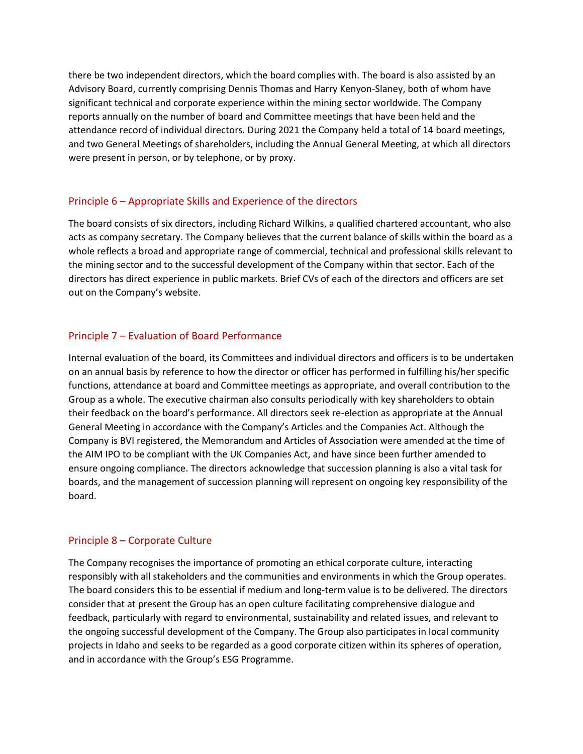there be two independent directors, which the board complies with. The board is also assisted by an Advisory Board, currently comprising Dennis Thomas and Harry Kenyon-Slaney, both of whom have significant technical and corporate experience within the mining sector worldwide. The Company reports annually on the number of board and Committee meetings that have been held and the attendance record of individual directors. During 2021 the Company held a total of 14 board meetings, and two General Meetings of shareholders, including the Annual General Meeting, at which all directors were present in person, or by telephone, or by proxy.

## Principle 6 – Appropriate Skills and Experience of the directors

The board consists of six directors, including Richard Wilkins, a qualified chartered accountant, who also acts as company secretary. The Company believes that the current balance of skills within the board as a whole reflects a broad and appropriate range of commercial, technical and professional skills relevant to the mining sector and to the successful development of the Company within that sector. Each of the directors has direct experience in public markets. Brief CVs of each of the directors and officers are set out on the Company's website.

## Principle 7 – Evaluation of Board Performance

Internal evaluation of the board, its Committees and individual directors and officers is to be undertaken on an annual basis by reference to how the director or officer has performed in fulfilling his/her specific functions, attendance at board and Committee meetings as appropriate, and overall contribution to the Group as a whole. The executive chairman also consults periodically with key shareholders to obtain their feedback on the board's performance. All directors seek re-election as appropriate at the Annual General Meeting in accordance with the Company's Articles and the Companies Act. Although the Company is BVI registered, the Memorandum and Articles of Association were amended at the time of the AIM IPO to be compliant with the UK Companies Act, and have since been further amended to ensure ongoing compliance. The directors acknowledge that succession planning is also a vital task for boards, and the management of succession planning will represent on ongoing key responsibility of the board.

## Principle 8 – Corporate Culture

The Company recognises the importance of promoting an ethical corporate culture, interacting responsibly with all stakeholders and the communities and environments in which the Group operates. The board considers this to be essential if medium and long-term value is to be delivered. The directors consider that at present the Group has an open culture facilitating comprehensive dialogue and feedback, particularly with regard to environmental, sustainability and related issues, and relevant to the ongoing successful development of the Company. The Group also participates in local community projects in Idaho and seeks to be regarded as a good corporate citizen within its spheres of operation, and in accordance with the Group's ESG Programme.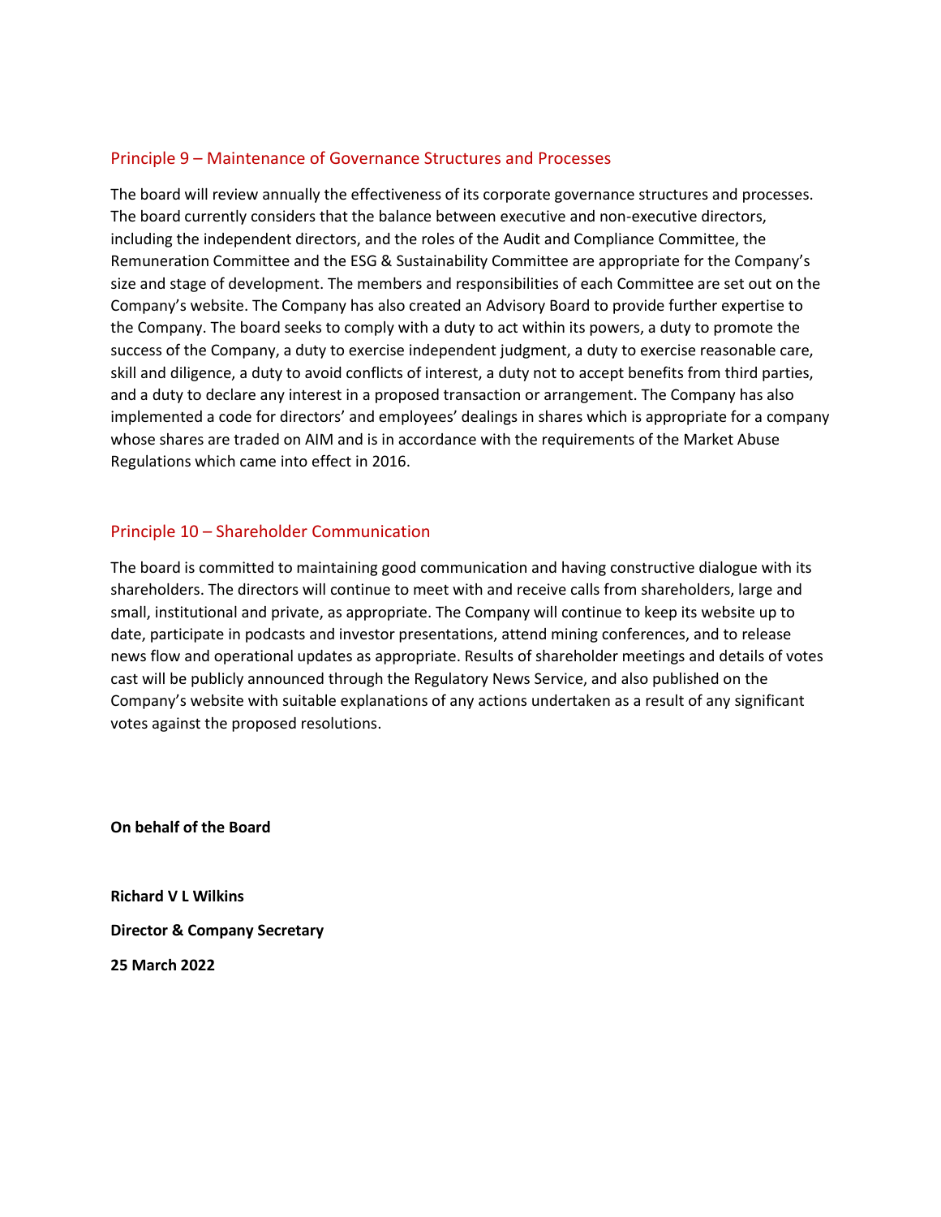## Principle 9 – Maintenance of Governance Structures and Processes

The board will review annually the effectiveness of its corporate governance structures and processes. The board currently considers that the balance between executive and non-executive directors, including the independent directors, and the roles of the Audit and Compliance Committee, the Remuneration Committee and the ESG & Sustainability Committee are appropriate for the Company's size and stage of development. The members and responsibilities of each Committee are set out on the Company's website. The Company has also created an Advisory Board to provide further expertise to the Company. The board seeks to comply with a duty to act within its powers, a duty to promote the success of the Company, a duty to exercise independent judgment, a duty to exercise reasonable care, skill and diligence, a duty to avoid conflicts of interest, a duty not to accept benefits from third parties, and a duty to declare any interest in a proposed transaction or arrangement. The Company has also implemented a code for directors' and employees' dealings in shares which is appropriate for a company whose shares are traded on AIM and is in accordance with the requirements of the Market Abuse Regulations which came into effect in 2016.

## Principle 10 – Shareholder Communication

The board is committed to maintaining good communication and having constructive dialogue with its shareholders. The directors will continue to meet with and receive calls from shareholders, large and small, institutional and private, as appropriate. The Company will continue to keep its website up to date, participate in podcasts and investor presentations, attend mining conferences, and to release news flow and operational updates as appropriate. Results of shareholder meetings and details of votes cast will be publicly announced through the Regulatory News Service, and also published on the Company's website with suitable explanations of any actions undertaken as a result of any significant votes against the proposed resolutions.

**On behalf of the Board**

**Richard V L Wilkins**

**Director & Company Secretary**

**25 March 2022**